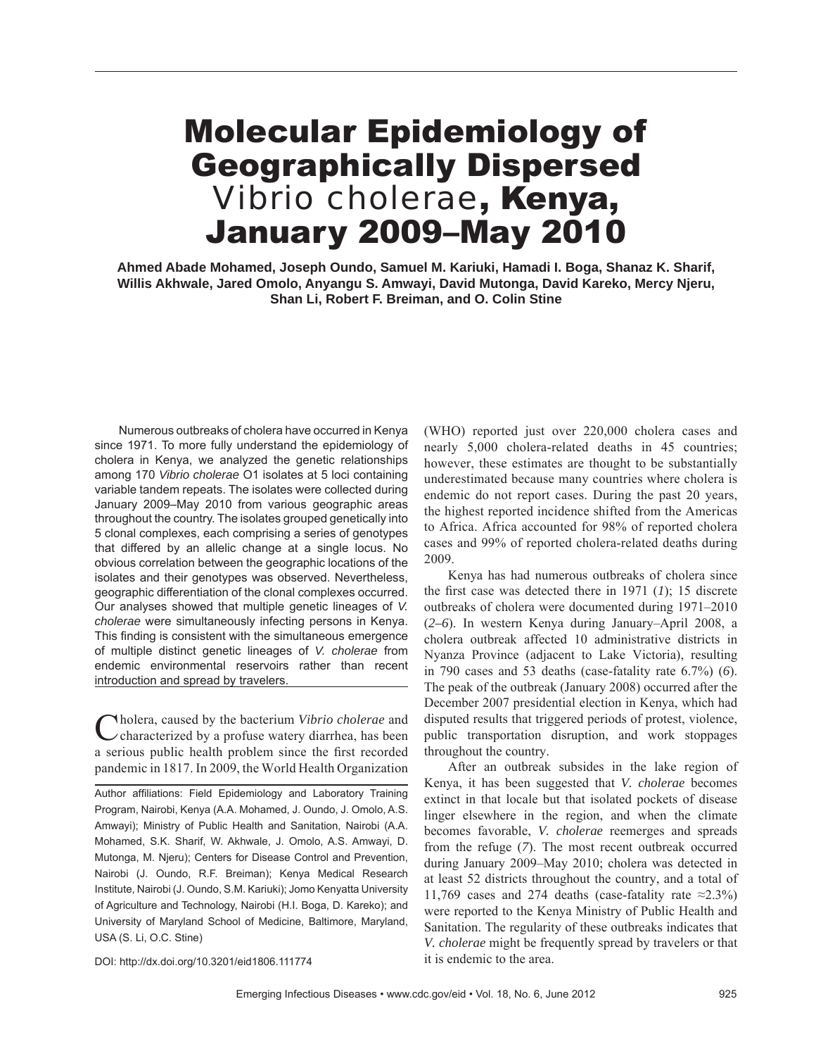# Molecular Epidemiology of Geographically Dispersed *Vibrio cholerae*, Kenya, January 2009–May 2010

**Ahmed Abade Mohamed, Joseph Oundo, Samuel M. Kariuki, Hamadi I. Boga, Shanaz K. Sharif, Willis Akhwale, Jared Omolo, Anyangu S. Amwayi, David Mutonga, David Kareko, Mercy Njeru, Shan Li, Robert F. Breiman, and O. Colin Stine**

Numerous outbreaks of cholera have occurred in Kenya since 1971. To more fully understand the epidemiology of cholera in Kenya, we analyzed the genetic relationships among 170 *Vibrio cholerae* O1 isolates at 5 loci containing variable tandem repeats. The isolates were collected during January 2009–May 2010 from various geographic areas throughout the country. The isolates grouped genetically into 5 clonal complexes, each comprising a series of genotypes that differed by an allelic change at a single locus. No obvious correlation between the geographic locations of the isolates and their genotypes was observed. Nevertheless, geographic differentiation of the clonal complexes occurred. Our analyses showed that multiple genetic lineages of *V. cholerae* were simultaneously infecting persons in Kenya. This finding is consistent with the simultaneous emergence of multiple distinct genetic lineages of *V. cholerae* from endemic environmental reservoirs rather than recent introduction and spread by travelers.

Cholera, caused by the bacterium *Vibrio cholerae* and characterized by a profuse watery diarrhea, has been a serious public health problem since the first recorded pandemic in 1817. In 2009, the World Health Organization (WHO) reported just over 220,000 cholera cases and nearly 5,000 cholera-related deaths in 45 countries; however, these estimates are thought to be substantially underestimated because many countries where cholera is endemic do not report cases. During the past 20 years, the highest reported incidence shifted from the Americas to Africa. Africa accounted for 98% of reported cholera cases and 99% of reported cholera-related deaths during 2009.

Kenya has had numerous outbreaks of cholera since the first case was detected there in 1971 (*1*); 15 discrete outbreaks of cholera were documented during 1971–2010 (*2–6*). In western Kenya during January–April 2008, a cholera outbreak affected 10 administrative districts in Nyanza Province (adjacent to Lake Victoria), resulting in 790 cases and 53 deaths (case-fatality rate 6.7%) (*6*). The peak of the outbreak (January 2008) occurred after the December 2007 presidential election in Kenya, which had disputed results that triggered periods of protest, violence, public transportation disruption, and work stoppages throughout the country.

After an outbreak subsides in the lake region of Kenya, it has been suggested that *V. cholerae* becomes extinct in that locale but that isolated pockets of disease linger elsewhere in the region, and when the climate becomes favorable, *V. cholerae* reemerges and spreads from the refuge (*7*). The most recent outbreak occurred during January 2009–May 2010; cholera was detected in at least 52 districts throughout the country, and a total of 11,769 cases and 274 deaths (case-fatality rate ≈2.3%) were reported to the Kenya Ministry of Public Health and Sanitation. The regularity of these outbreaks indicates that *V. cholerae* might be frequently spread by travelers or that it is endemic to the area.

Author affiliations: Field Epidemiology and Laboratory Training Program, Nairobi, Kenya (A.A. Mohamed, J. Oundo, J. Omolo, A.S. Amwayi); Ministry of Public Health and Sanitation, Nairobi (A.A. Mohamed, S.K. Sharif, W. Akhwale, J. Omolo, A.S. Amwayi, D. Mutonga, M. Njeru); Centers for Disease Control and Prevention, Nairobi (J. Oundo, R.F. Breiman); Kenya Medical Research Institute, Nairobi (J. Oundo, S.M. Kariuki); Jomo Kenyatta University of Agriculture and Technology, Nairobi (H.I. Boga, D. Kareko); and University of Maryland School of Medicine, Baltimore, Maryland, USA (S. Li, O.C. Stine)

DOI: http://dx.doi.org/10.3201/eid1806.111774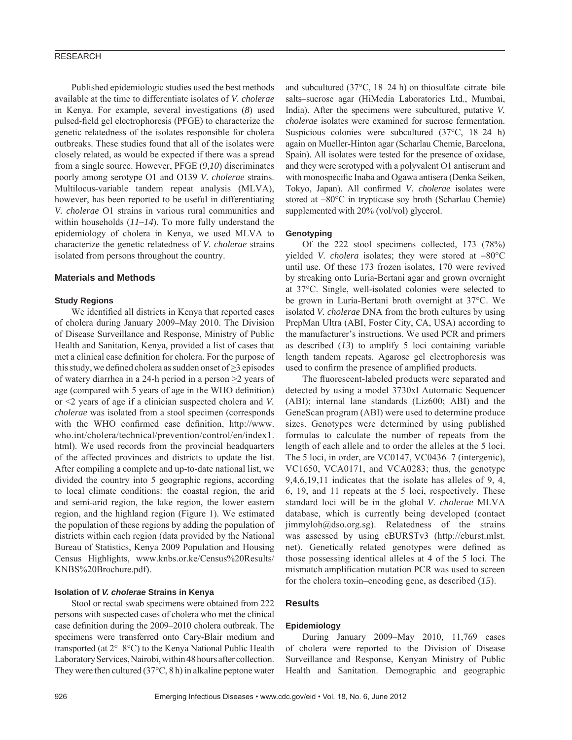Published epidemiologic studies used the best methods available at the time to differentiate isolates of *V. cholerae* in Kenya. For example, several investigations (*8*) used pulsed-field gel electrophoresis (PFGE) to characterize the genetic relatedness of the isolates responsible for cholera outbreaks. These studies found that all of the isolates were closely related, as would be expected if there was a spread from a single source. However, PFGE (*9,10*) discriminates poorly among serotype O1 and O139 *V. cholerae* strains. Multilocus-variable tandem repeat analysis (MLVA), however, has been reported to be useful in differentiating *V. cholerae* O1 strains in various rural communities and within households (*11–14*). To more fully understand the epidemiology of cholera in Kenya, we used MLVA to characterize the genetic relatedness of *V. cholerae* strains isolated from persons throughout the country.

## Materials and Methods

### Study Regions

We identified all districts in Kenya that reported cases of cholera during January 2009–May 2010. The Division of Disease Surveillance and Response, Ministry of Public Health and Sanitation, Kenya, provided a list of cases that met a clinical case definition for cholera. For the purpose of this study, we defined cholera as sudden onset of ≥3 episodes of watery diarrhea in a 24-h period in a person ≥2 years of age (compared with 5 years of age in the WHO definition) or <2 years of age if a clinician suspected cholera and *V. cholerae* was isolated from a stool specimen (corresponds with the WHO confirmed case definition, http://www.who.int/cholera/technical/prevention/control/en/index1.html). We used records from the provincial headquarters of the affected provinces and districts to update the list. After compiling a complete and up-to-date national list, we divided the country into 5 geographic regions, according to local climate conditions: the coastal region, the arid and semi-arid region, the lake region, the lower eastern region, and the highland region (Figure 1). We estimated the population of these regions by adding the population of districts within each region (data provided by the National Bureau of Statistics, Kenya 2009 Population and Housing Census Highlights, www.knbs.or.ke/Census%20Results/KNBS%20Brochure.pdf).

### Isolation of *V. cholerae* Strains in Kenya

Stool or rectal swab specimens were obtained from 222 persons with suspected cases of cholera who met the clinical case definition during the 2009–2010 cholera outbreak. The specimens were transferred onto Cary-Blair medium and transported (at 2°–8°C) to the Kenya National Public Health Laboratory Services, Nairobi, within 48 hours after collection. They were then cultured (37°C, 8 h) in alkaline peptone water and subcultured (37°C, 18–24 h) on thiosulfate–citrate–bile salts–sucrose agar (HiMedia Laboratories Ltd., Mumbai, India). After the specimens were subcultured, putative *V. cholerae* isolates were examined for sucrose fermentation. Suspicious colonies were subcultured (37°C, 18–24 h) again on Mueller-Hinton agar (Scharlau Chemie, Barcelona, Spain). All isolates were tested for the presence of oxidase, and they were serotyped with a polyvalent O1 antiserum and with monospecific Inaba and Ogawa antisera (Denka Seiken, Tokyo, Japan). All confirmed *V. cholerae* isolates were stored at −80°C in trypticase soy broth (Scharlau Chemie) supplemented with 20% (vol/vol) glycerol.

### Genotyping

Of the 222 stool specimens collected, 173 (78%) yielded *V. cholera* isolates; they were stored at −80°C until use. Of these 173 frozen isolates, 170 were revived by streaking onto Luria-Bertani agar and grown overnight at 37°C. Single, well-isolated colonies were selected to be grown in Luria-Bertani broth overnight at 37°C. We isolated *V. cholerae* DNA from the broth cultures by using PrepMan Ultra (ABI, Foster City, CA, USA) according to the manufacturer's instructions. We used PCR and primers as described (*13*) to amplify 5 loci containing variable length tandem repeats. Agarose gel electrophoresis was used to confirm the presence of amplified products.

The fluorescent-labeled products were separated and detected by using a model 3730xl Automatic Sequencer (ABI); internal lane standards (Liz600; ABI) and the GeneScan program (ABI) were used to determine produce sizes. Genotypes were determined by using published formulas to calculate the number of repeats from the length of each allele and to order the alleles at the 5 loci. The 5 loci, in order, are VC0147, VC0436–7 (intergenic), VC1650, VCA0171, and VCA0283; thus, the genotype 9,4,6,19,11 indicates that the isolate has alleles of 9, 4, 6, 19, and 11 repeats at the 5 loci, respectively. These standard loci will be in the global *V. cholerae* MLVA database, which is currently being developed (contact jimmyloh@dso.org.sg). Relatedness of the strains was assessed by using eBURSTv3 (http://eburst.mlst.net). Genetically related genotypes were defined as those possessing identical alleles at 4 of the 5 loci. The mismatch amplification mutation PCR was used to screen for the cholera toxin–encoding gene, as described (*15*).

## Results

### Epidemiology

During January 2009–May 2010, 11,769 cases of cholera were reported to the Division of Disease Surveillance and Response, Kenyan Ministry of Public Health and Sanitation. Demographic and geographic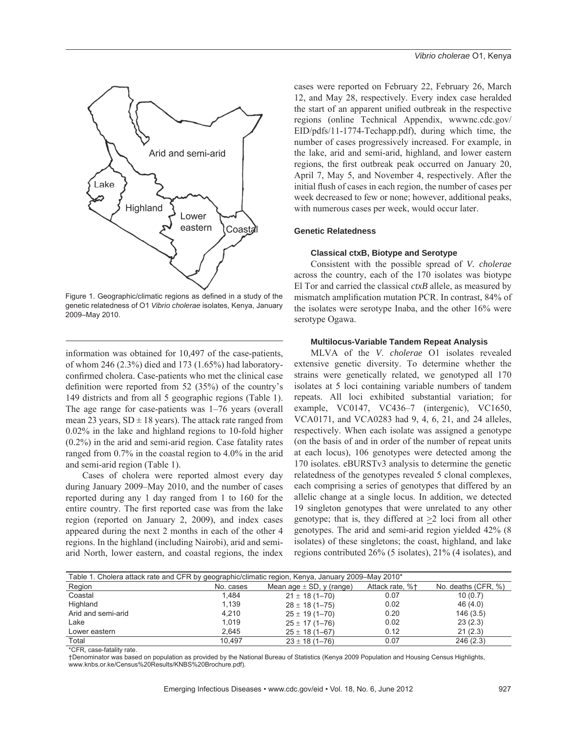Figure 1. Geographic/climatic regions as defined in a study of the genetic relatedness of O1 *Vibrio cholerae* isolates, Kenya, January 2009–May 2010.

information was obtained for 10,497 of the case-patients, of whom 246 (2.3%) died and 173 (1.65%) had laboratory-confirmed cholera. Case-patients who met the clinical case definition were reported from 52 (35%) of the country's 149 districts and from all 5 geographic regions (Table 1). The age range for case-patients was 1–76 years (overall mean 23 years, SD ± 18 years). The attack rate ranged from 0.02% in the lake and highland regions to 10-fold higher (0.2%) in the arid and semi-arid region. Case fatality rates ranged from 0.7% in the coastal region to 4.0% in the arid and semi-arid region (Table 1).

Cases of cholera were reported almost every day during January 2009–May 2010, and the number of cases reported during any 1 day ranged from 1 to 160 for the entire country. The first reported case was from the lake region (reported on January 2, 2009), and index cases appeared during the next 2 months in each of the other 4 regions. In the highland (including Nairobi), arid and semi-arid North, lower eastern, and coastal regions, the index cases were reported on February 22, February 26, March 12, and May 28, respectively. Every index case heralded the start of an apparent unified outbreak in the respective regions (online Technical Appendix, wwwnc.cdc.gov/EID/pdfs/11-1774-Techapp.pdf), during which time, the number of cases progressively increased. For example, in the lake, arid and semi-arid, highland, and lower eastern regions, the first outbreak peak occurred on January 20, April 7, May 5, and November 4, respectively. After the initial flush of cases in each region, the number of cases per week decreased to few or none; however, additional peaks, with numerous cases per week, would occur later.

## Genetic Relatedness

### Classical ctxB, Biotype and Serotype

Consistent with the possible spread of *V. cholerae* across the country, each of the 170 isolates was biotype El Tor and carried the classical *ctxB* allele, as measured by mismatch amplification mutation PCR. In contrast, 84% of the isolates were serotype Inaba, and the other 16% were serotype Ogawa.

### Multilocus-Variable Tandem Repeat Analysis

MLVA of the *V. cholerae* O1 isolates revealed extensive genetic diversity. To determine whether the strains were genetically related, we genotyped all 170 isolates at 5 loci containing variable numbers of tandem repeats. All loci exhibited substantial variation; for example, VC0147, VC436–7 (intergenic), VC1650, VCA0171, and VCA0283 had 9, 4, 6, 21, and 24 alleles, respectively. When each isolate was assigned a genotype (on the basis of and in order of the number of repeat units at each locus), 106 genotypes were detected among the 170 isolates. eBURSTv3 analysis to determine the genetic relatedness of the genotypes revealed 5 clonal complexes, each comprising a series of genotypes that differed by an allelic change at a single locus. In addition, we detected 19 singleton genotypes that were unrelated to any other genotype; that is, they differed at ≥2 loci from all other genotypes. The arid and semi-arid region yielded 42% (8 isolates) of these singletons; the coast, highland, and lake regions contributed 26% (5 isolates), 21% (4 isolates), and

Table 1. Cholera attack rate and CFR by geographic/climatic region, Kenya, January 2009–May 2010*

| Region | No. cases | Mean age ± SD, y (range) | Attack rate, %† | No. deaths (CFR, %) |
|---|---|---|---|---|
| Coastal | 1,484 | 21 ± 18 (1–70) | 0.07 | 10 (0.7) |
| Highland | 1,139 | 28 ± 18 (1–75) | 0.02 | 46 (4.0) |
| Arid and semi-arid | 4,210 | 25 ± 19 (1–70) | 0.20 | 146 (3.5) |
| Lake | 1,019 | 25 ± 17 (1–76) | 0.02 | 23 (2.3) |
| Lower eastern | 2,645 | 25 ± 18 (1–67) | 0.12 | 21 (2.3) |
| Total | 10,497 | 23 ± 18 (1–76) | 0.07 | 246 (2.3) |

*CFR, case-fatality rate.
†Denominator was based on population as provided by the National Bureau of Statistics (Kenya 2009 Population and Housing Census Highlights, www.knbs.or.ke/Census%20Results/KNBS%20Brochure.pdf).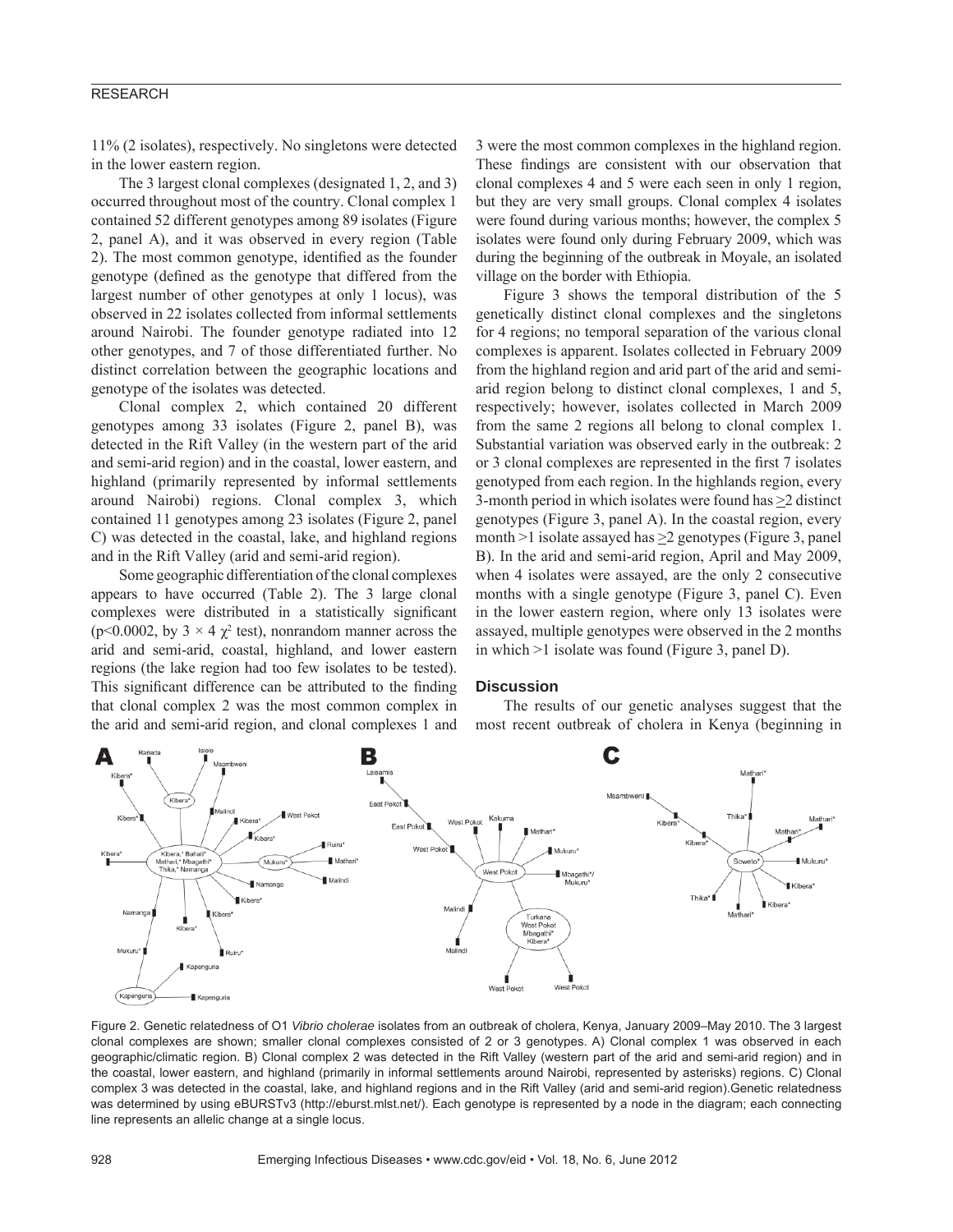11% (2 isolates), respectively. No singletons were detected in the lower eastern region.

The 3 largest clonal complexes (designated 1, 2, and 3) occurred throughout most of the country. Clonal complex 1 contained 52 different genotypes among 89 isolates (Figure 2, panel A), and it was observed in every region (Table 2). The most common genotype, identified as the founder genotype (defined as the genotype that differed from the largest number of other genotypes at only 1 locus), was observed in 22 isolates collected from informal settlements around Nairobi. The founder genotype radiated into 12 other genotypes, and 7 of those differentiated further. No distinct correlation between the geographic locations and genotype of the isolates was detected.

Clonal complex 2, which contained 20 different genotypes among 33 isolates (Figure 2, panel B), was detected in the Rift Valley (in the western part of the arid and semi-arid region) and in the coastal, lower eastern, and highland (primarily represented by informal settlements around Nairobi) regions. Clonal complex 3, which contained 11 genotypes among 23 isolates (Figure 2, panel C) was detected in the coastal, lake, and highland regions and in the Rift Valley (arid and semi-arid region).

Some geographic differentiation of the clonal complexes appears to have occurred (Table 2). The 3 large clonal complexes were distributed in a statistically significant ($p<0.0002$, by $3 \times 4$ $\chi^2$ test), nonrandom manner across the arid and semi-arid, coastal, highland, and lower eastern regions (the lake region had too few isolates to be tested). This significant difference can be attributed to the finding that clonal complex 2 was the most common complex in the arid and semi-arid region, and clonal complexes 1 and 3 were the most common complexes in the highland region. These findings are consistent with our observation that clonal complexes 4 and 5 were each seen in only 1 region, but they are very small groups. Clonal complex 4 isolates were found during various months; however, the complex 5 isolates were found only during February 2009, which was during the beginning of the outbreak in Moyale, an isolated village on the border with Ethiopia.

Figure 3 shows the temporal distribution of the 5 genetically distinct clonal complexes and the singletons for 4 regions; no temporal separation of the various clonal complexes is apparent. Isolates collected in February 2009 from the highland region and arid part of the arid and semi-arid region belong to distinct clonal complexes, 1 and 5, respectively; however, isolates collected in March 2009 from the same 2 regions all belong to clonal complex 1. Substantial variation was observed early in the outbreak: 2 or 3 clonal complexes are represented in the first 7 isolates genotyped from each region. In the highlands region, every 3-month period in which isolates were found has $\geq$2 distinct genotypes (Figure 3, panel A). In the coastal region, every month >1 isolate assayed has $\geq$2 genotypes (Figure 3, panel B). In the arid and semi-arid region, April and May 2009, when 4 isolates were assayed, are the only 2 consecutive months with a single genotype (Figure 3, panel C). Even in the lower eastern region, where only 13 isolates were assayed, multiple genotypes were observed in the 2 months in which >1 isolate was found (Figure 3, panel D).

## Discussion

The results of our genetic analyses suggest that the most recent outbreak of cholera in Kenya (beginning in

Figure 2. Genetic relatedness of O1 *Vibrio cholerae* isolates from an outbreak of cholera, Kenya, January 2009–May 2010. The 3 largest clonal complexes are shown; smaller clonal complexes consisted of 2 or 3 genotypes. A) Clonal complex 1 was observed in each geographic/climatic region. B) Clonal complex 2 was detected in the Rift Valley (western part of the arid and semi-arid region) and in the coastal, lower eastern, and highland (primarily in informal settlements around Nairobi, represented by asterisks) regions. C) Clonal complex 3 was detected in the coastal, lake, and highland regions and in the Rift Valley (arid and semi-arid region).Genetic relatedness was determined by using eBURSTv3 (http://eburst.mlst.net/). Each genotype is represented by a node in the diagram; each connecting line represents an allelic change at a single locus.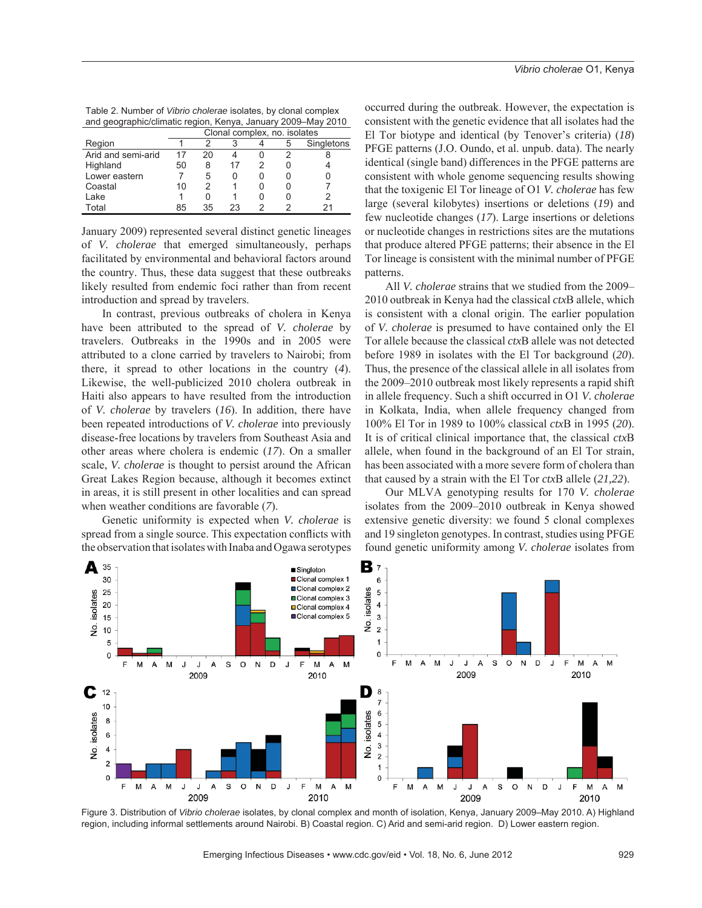Table 2. Number of *Vibrio cholerae* isolates, by clonal complex and geographic/climatic region, Kenya, January 2009–May 2010

| Region | Clonal complex, no. isolates | | | | | |
|---|---|---|---|---|---|---|
| | 1 | 2 | 3 | 4 | 5 | Singletons |
| Arid and semi-arid | 17 | 20 | 4 | 0 | 2 | 8 |
| Highland | 50 | 8 | 17 | 2 | 0 | 4 |
| Lower eastern | 7 | 5 | 0 | 0 | 0 | 0 |
| Coastal | 10 | 2 | 1 | 0 | 0 | 7 |
| Lake | 1 | 0 | 1 | 0 | 0 | 2 |
| Total | 85 | 35 | 23 | 2 | 2 | 21 |

January 2009) represented several distinct genetic lineages of *V. cholerae* that emerged simultaneously, perhaps facilitated by environmental and behavioral factors around the country. Thus, these data suggest that these outbreaks likely resulted from endemic foci rather than from recent introduction and spread by travelers.

In contrast, previous outbreaks of cholera in Kenya have been attributed to the spread of *V. cholerae* by travelers. Outbreaks in the 1990s and in 2005 were attributed to a clone carried by travelers to Nairobi; from there, it spread to other locations in the country (*4*). Likewise, the well-publicized 2010 cholera outbreak in Haiti also appears to have resulted from the introduction of *V. cholerae* by travelers (*16*). In addition, there have been repeated introductions of *V. cholerae* into previously disease-free locations by travelers from Southeast Asia and other areas where cholera is endemic (*17*). On a smaller scale, *V. cholerae* is thought to persist around the African Great Lakes Region because, although it becomes extinct in areas, it is still present in other localities and can spread when weather conditions are favorable (*7*).

Genetic uniformity is expected when *V. cholerae* is spread from a single source. This expectation conflicts with the observation that isolates with Inaba and Ogawa serotypes occurred during the outbreak. However, the expectation is consistent with the genetic evidence that all isolates had the El Tor biotype and identical (by Tenover's criteria) (*18*) PFGE patterns (J.O. Oundo, et al. unpub. data). The nearly identical (single band) differences in the PFGE patterns are consistent with whole genome sequencing results showing that the toxigenic El Tor lineage of O1 *V. cholerae* has few large (several kilobytes) insertions or deletions (*19*) and few nucleotide changes (*17*). Large insertions or deletions or nucleotide changes in restrictions sites are the mutations that produce altered PFGE patterns; their absence in the El Tor lineage is consistent with the minimal number of PFGE patterns.

All *V. cholerae* strains that we studied from the 2009–2010 outbreak in Kenya had the classical *ctx*B allele, which is consistent with a clonal origin. The earlier population of *V. cholerae* is presumed to have contained only the El Tor allele because the classical *ctx*B allele was not detected before 1989 in isolates with the El Tor background (*20*). Thus, the presence of the classical allele in all isolates from the 2009–2010 outbreak most likely represents a rapid shift in allele frequency. Such a shift occurred in O1 *V. cholerae* in Kolkata, India, when allele frequency changed from 100% El Tor in 1989 to 100% classical *ctx*B in 1995 (*20*). It is of critical clinical importance that, the classical *ctx*B allele, when found in the background of an El Tor strain, has been associated with a more severe form of cholera than that caused by a strain with the El Tor *ctx*B allele (*21,22*).

Our MLVA genotyping results for 170 *V. cholerae* isolates from the 2009–2010 outbreak in Kenya showed extensive genetic diversity: we found 5 clonal complexes and 19 singleton genotypes. In contrast, studies using PFGE found genetic uniformity among *V. cholerae* isolates from

Figure 3. Distribution of *Vibrio cholerae* isolates, by clonal complex and month of isolation, Kenya, January 2009–May 2010. A) Highland region, including informal settlements around Nairobi. B) Coastal region. C) Arid and semi-arid region. D) Lower eastern region.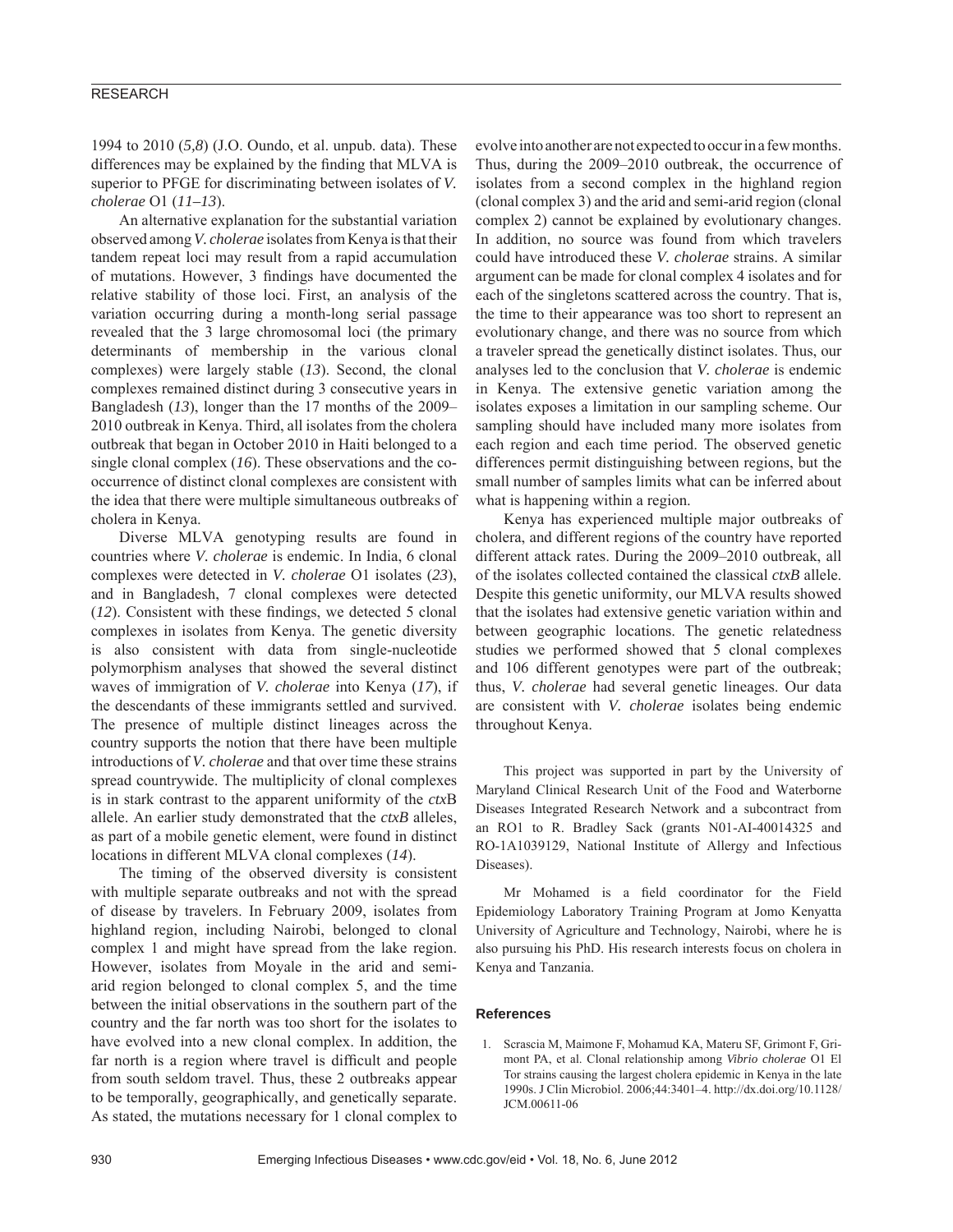1994 to 2010 (*5,8*) (J.O. Oundo, et al. unpub. data). These differences may be explained by the finding that MLVA is superior to PFGE for discriminating between isolates of *V. cholerae* O1 (*11–13*).

An alternative explanation for the substantial variation observed among *V. cholerae* isolates from Kenya is that their tandem repeat loci may result from a rapid accumulation of mutations. However, 3 findings have documented the relative stability of those loci. First, an analysis of the variation occurring during a month-long serial passage revealed that the 3 large chromosomal loci (the primary determinants of membership in the various clonal complexes) were largely stable (*13*). Second, the clonal complexes remained distinct during 3 consecutive years in Bangladesh (*13*), longer than the 17 months of the 2009–2010 outbreak in Kenya. Third, all isolates from the cholera outbreak that began in October 2010 in Haiti belonged to a single clonal complex (*16*). These observations and the co-occurrence of distinct clonal complexes are consistent with the idea that there were multiple simultaneous outbreaks of cholera in Kenya.

Diverse MLVA genotyping results are found in countries where *V. cholerae* is endemic. In India, 6 clonal complexes were detected in *V. cholerae* O1 isolates (*23*), and in Bangladesh, 7 clonal complexes were detected (*12*). Consistent with these findings, we detected 5 clonal complexes in isolates from Kenya. The genetic diversity is also consistent with data from single-nucleotide polymorphism analyses that showed the several distinct waves of immigration of *V. cholerae* into Kenya (*17*), if the descendants of these immigrants settled and survived. The presence of multiple distinct lineages across the country supports the notion that there have been multiple introductions of *V. cholerae* and that over time these strains spread countrywide. The multiplicity of clonal complexes is in stark contrast to the apparent uniformity of the *ctx*B allele. An earlier study demonstrated that the *ctxB* alleles, as part of a mobile genetic element, were found in distinct locations in different MLVA clonal complexes (*14*).

The timing of the observed diversity is consistent with multiple separate outbreaks and not with the spread of disease by travelers. In February 2009, isolates from highland region, including Nairobi, belonged to clonal complex 1 and might have spread from the lake region. However, isolates from Moyale in the arid and semi-arid region belonged to clonal complex 5, and the time between the initial observations in the southern part of the country and the far north was too short for the isolates to have evolved into a new clonal complex. In addition, the far north is a region where travel is difficult and people from south seldom travel. Thus, these 2 outbreaks appear to be temporally, geographically, and genetically separate. As stated, the mutations necessary for 1 clonal complex to evolve into another are not expected to occur in a few months. Thus, during the 2009–2010 outbreak, the occurrence of isolates from a second complex in the highland region (clonal complex 3) and the arid and semi-arid region (clonal complex 2) cannot be explained by evolutionary changes. In addition, no source was found from which travelers could have introduced these *V. cholerae* strains. A similar argument can be made for clonal complex 4 isolates and for each of the singletons scattered across the country. That is, the time to their appearance was too short to represent an evolutionary change, and there was no source from which a traveler spread the genetically distinct isolates. Thus, our analyses led to the conclusion that *V. cholerae* is endemic in Kenya. The extensive genetic variation among the isolates exposes a limitation in our sampling scheme. Our sampling should have included many more isolates from each region and each time period. The observed genetic differences permit distinguishing between regions, but the small number of samples limits what can be inferred about what is happening within a region.

Kenya has experienced multiple major outbreaks of cholera, and different regions of the country have reported different attack rates. During the 2009–2010 outbreak, all of the isolates collected contained the classical *ctxB* allele. Despite this genetic uniformity, our MLVA results showed that the isolates had extensive genetic variation within and between geographic locations. The genetic relatedness studies we performed showed that 5 clonal complexes and 106 different genotypes were part of the outbreak; thus, *V. cholerae* had several genetic lineages. Our data are consistent with *V. cholerae* isolates being endemic throughout Kenya.

This project was supported in part by the University of Maryland Clinical Research Unit of the Food and Waterborne Diseases Integrated Research Network and a subcontract from an RO1 to R. Bradley Sack (grants N01-AI-40014325 and RO-1A1039129, National Institute of Allergy and Infectious Diseases).

Mr Mohamed is a field coordinator for the Field Epidemiology Laboratory Training Program at Jomo Kenyatta University of Agriculture and Technology, Nairobi, where he is also pursuing his PhD. His research interests focus on cholera in Kenya and Tanzania.

## References

1. Scrascia M, Maimone F, Mohamud KA, Materu SF, Grimont F, Grimont PA, et al. Clonal relationship among *Vibrio cholerae* O1 El Tor strains causing the largest cholera epidemic in Kenya in the late 1990s. J Clin Microbiol. 2006;44:3401–4. http://dx.doi.org/10.1128/JCM.00611-06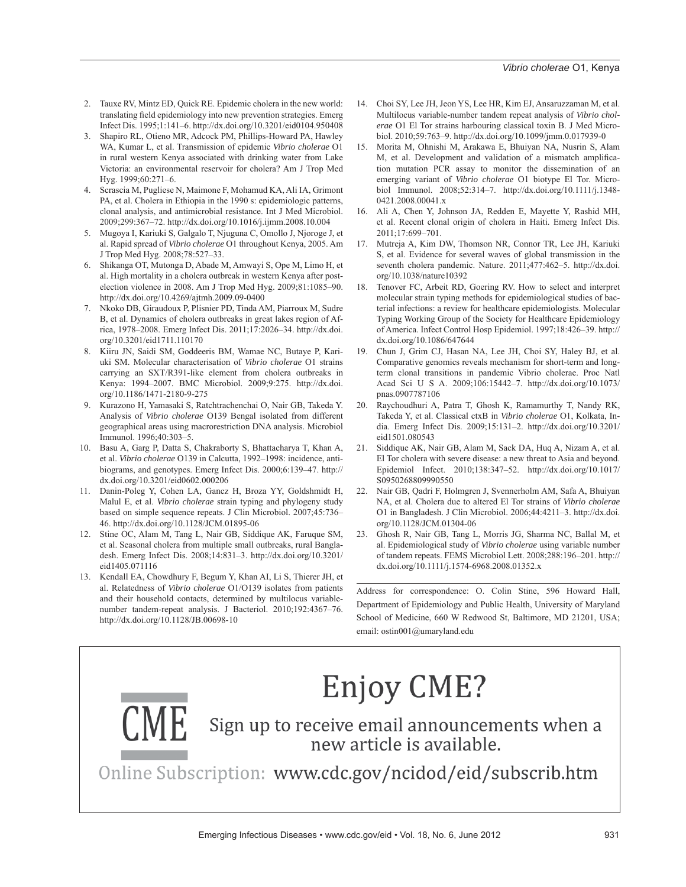2. Tauxe RV, Mintz ED, Quick RE. Epidemic cholera in the new world: translating field epidemiology into new prevention strategies. Emerg Infect Dis. 1995;1:141–6. http://dx.doi.org/10.3201/eid0104.950408
3. Shapiro RL, Otieno MR, Adcock PM, Phillips-Howard PA, Hawley WA, Kumar L, et al. Transmission of epidemic *Vibrio cholerae* O1 in rural western Kenya associated with drinking water from Lake Victoria: an environmental reservoir for cholera? Am J Trop Med Hyg. 1999;60:271–6.
4. Scrascia M, Pugliese N, Maimone F, Mohamud KA, Ali IA, Grimont PA, et al. Cholera in Ethiopia in the 1990 s: epidemiologic patterns, clonal analysis, and antimicrobial resistance. Int J Med Microbiol. 2009;299:367–72. http://dx.doi.org/10.1016/j.ijmm.2008.10.004
5. Mugoya I, Kariuki S, Galgalo T, Njuguna C, Omollo J, Njoroge J, et al. Rapid spread of *Vibrio cholerae* O1 throughout Kenya, 2005. Am J Trop Med Hyg. 2008;78:527–33.
6. Shikanga OT, Mutonga D, Abade M, Amwayi S, Ope M, Limo H, et al. High mortality in a cholera outbreak in western Kenya after post-election violence in 2008. Am J Trop Med Hyg. 2009;81:1085–90. http://dx.doi.org/10.4269/ajtmh.2009.09-0400
7. Nkoko DB, Giraudoux P, Plisnier PD, Tinda AM, Piarroux M, Sudre B, et al. Dynamics of cholera outbreaks in great lakes region of Africa, 1978–2008. Emerg Infect Dis. 2011;17:2026–34. http://dx.doi.org/10.3201/eid1711.110170
8. Kiiru JN, Saidi SM, Goddeeris BM, Wamae NC, Butaye P, Kariuki SM. Molecular characterisation of *Vibrio cholerae* O1 strains carrying an SXT/R391-like element from cholera outbreaks in Kenya: 1994–2007. BMC Microbiol. 2009;9:275. http://dx.doi.org/10.1186/1471-2180-9-275
9. Kurazono H, Yamasaki S, Ratchtrachenchai O, Nair GB, Takeda Y. Analysis of *Vibrio cholerae* O139 Bengal isolated from different geographical areas using macrorestriction DNA analysis. Microbiol Immunol. 1996;40:303–5.
10. Basu A, Garg P, Datta S, Chakraborty S, Bhattacharya T, Khan A, et al. *Vibrio cholerae* O139 in Calcutta, 1992–1998: incidence, antibiograms, and genotypes. Emerg Infect Dis. 2000;6:139–47. http://dx.doi.org/10.3201/eid0602.000206
11. Danin-Poleg Y, Cohen LA, Gancz H, Broza YY, Goldshmidt H, Malul E, et al. *Vibrio cholerae* strain typing and phylogeny study based on simple sequence repeats. J Clin Microbiol. 2007;45:736–46. http://dx.doi.org/10.1128/JCM.01895-06
12. Stine OC, Alam M, Tang L, Nair GB, Siddique AK, Faruque SM, et al. Seasonal cholera from multiple small outbreaks, rural Bangladesh. Emerg Infect Dis. 2008;14:831–3. http://dx.doi.org/10.3201/eid1405.071116
13. Kendall EA, Chowdhury F, Begum Y, Khan AI, Li S, Thierer JH, et al. Relatedness of *Vibrio cholerae* O1/O139 isolates from patients and their household contacts, determined by multilocus variable-number tandem-repeat analysis. J Bacteriol. 2010;192:4367–76. http://dx.doi.org/10.1128/JB.00698-10
14. Choi SY, Lee JH, Jeon YS, Lee HR, Kim EJ, Ansaruzzaman M, et al. Multilocus variable-number tandem repeat analysis of *Vibrio cholerae* O1 El Tor strains harbouring classical toxin B. J Med Microbiol. 2010;59:763–9. http://dx.doi.org/10.1099/jmm.0.017939-0
15. Morita M, Ohnishi M, Arakawa E, Bhuiyan NA, Nusrin S, Alam M, et al. Development and validation of a mismatch amplification mutation PCR assay to monitor the dissemination of an emerging variant of *Vibrio cholerae* O1 biotype El Tor. Microbiol Immunol. 2008;52:314–7. http://dx.doi.org/10.1111/j.1348-0421.2008.00041.x
16. Ali A, Chen Y, Johnson JA, Redden E, Mayette Y, Rashid MH, et al. Recent clonal origin of cholera in Haiti. Emerg Infect Dis. 2011;17:699–701.
17. Mutreja A, Kim DW, Thomson NR, Connor TR, Lee JH, Kariuki S, et al. Evidence for several waves of global transmission in the seventh cholera pandemic. Nature. 2011;477:462–5. http://dx.doi.org/10.1038/nature10392
18. Tenover FC, Arbeit RD, Goering RV. How to select and interpret molecular strain typing methods for epidemiological studies of bacterial infections: a review for healthcare epidemiologists. Molecular Typing Working Group of the Society for Healthcare Epidemiology of America. Infect Control Hosp Epidemiol. 1997;18:426–39. http://dx.doi.org/10.1086/647644
19. Chun J, Grim CJ, Hasan NA, Lee JH, Choi SY, Haley BJ, et al. Comparative genomics reveals mechanism for short-term and long-term clonal transitions in pandemic Vibrio cholerae. Proc Natl Acad Sci U S A. 2009;106:15442–7. http://dx.doi.org/10.1073/pnas.0907787106
20. Raychoudhuri A, Patra T, Ghosh K, Ramamurthy T, Nandy RK, Takeda Y, et al. Classical ctxB in *Vibrio cholerae* O1, Kolkata, India. Emerg Infect Dis. 2009;15:131–2. http://dx.doi.org/10.3201/eid1501.080543
21. Siddique AK, Nair GB, Alam M, Sack DA, Huq A, Nizam A, et al. El Tor cholera with severe disease: a new threat to Asia and beyond. Epidemiol Infect. 2010;138:347–52. http://dx.doi.org/10.1017/S0950268809990550
22. Nair GB, Qadri F, Holmgren J, Svennerholm AM, Safa A, Bhuiyan NA, et al. Cholera due to altered El Tor strains of *Vibrio cholerae* O1 in Bangladesh. J Clin Microbiol. 2006;44:4211–3. http://dx.doi.org/10.1128/JCM.01304-06
23. Ghosh R, Nair GB, Tang L, Morris JG, Sharma NC, Ballal M, et al. Epidemiological study of *Vibrio cholerae* using variable number of tandem repeats. FEMS Microbiol Lett. 2008;288:196–201. http://dx.doi.org/10.1111/j.1574-6968.2008.01352.x

Address for correspondence: O. Colin Stine, 596 Howard Hall, Department of Epidemiology and Public Health, University of Maryland School of Medicine, 660 W Redwood St, Baltimore, MD 21201, USA; email: ostin001@umaryland.edu

Enjoy CME?

CME

Sign up to receive email announcements when a new article is available.

Online Subscription: www.cdc.gov/ncidod/eid/subscrib.htm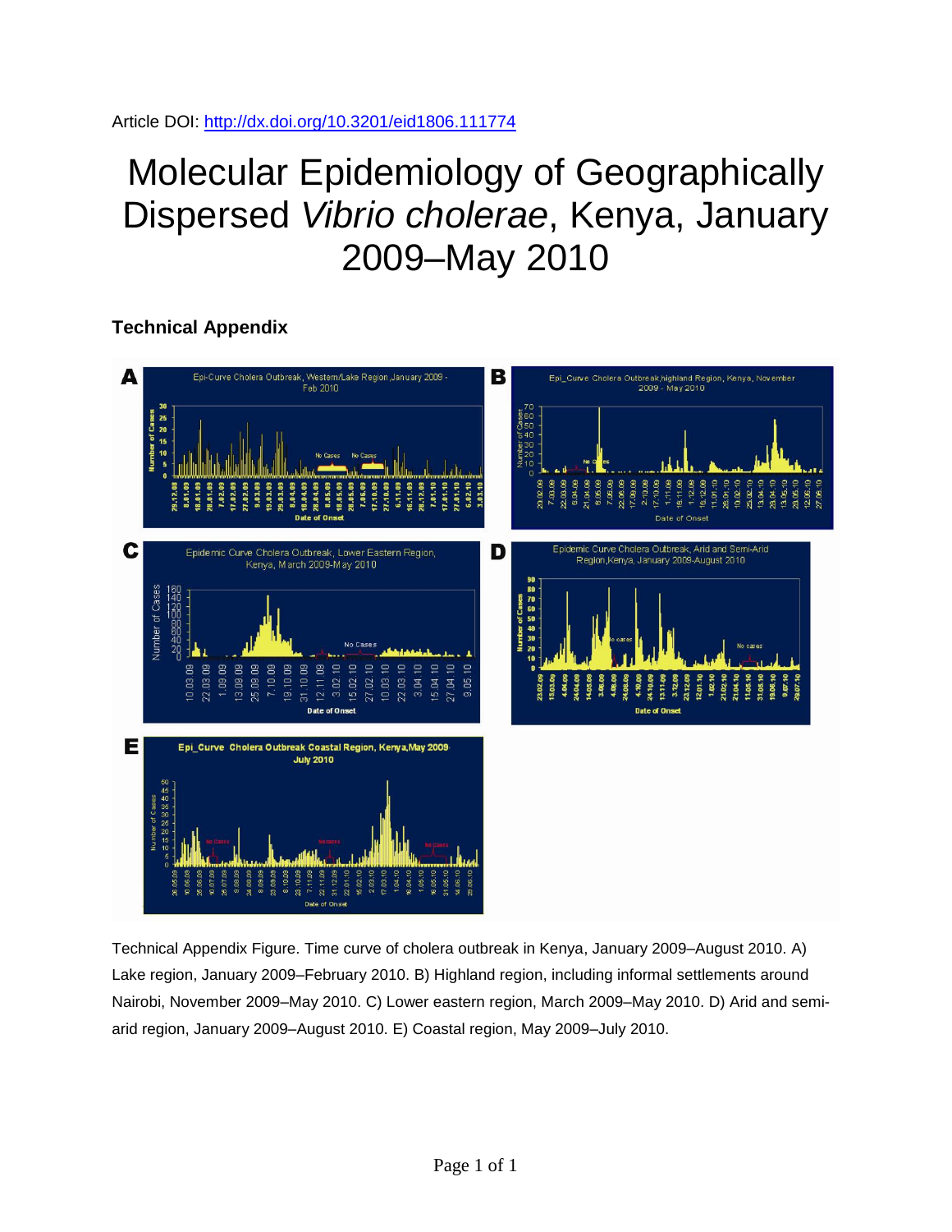Article DOI: http://dx.doi.org/10.3201/eid1806.111774

# Molecular Epidemiology of Geographically Dispersed *Vibrio cholerae*, Kenya, January 2009–May 2010

## Technical Appendix

A

Epi-Curve Cholera Outbreak, Western/Lake Region January 2009 - Feb 2010

Number of Cases

No Cases

No Cases

Date of Onset

B

Epi_Curve Cholera Outbreak,highland Region, Kenya, November 2009 - May 2010

Number of Cases

No Cases

Date of Onset

C

Epidemic Curve Cholera Outbreak, Lower Eastern Region, Kenya, March 2009-May 2010

Number of Cases

No Cases

Date of Onset

D

Epidemic Curve Cholera Outbreak, Arid and Semi-Arid Region,Kenya, January 2009-August 2010

Number of Cases

No cases

No cases

Date of Onset

E

Epi_Curve Cholera Outbreak Coastal Region, Kenya,May 2009-July 2010

Number of Cases

No Cases

No cases

No Cases

Date of Onset

Technical Appendix Figure. Time curve of cholera outbreak in Kenya, January 2009–August 2010. A) Lake region, January 2009–February 2010. B) Highland region, including informal settlements around Nairobi, November 2009–May 2010. C) Lower eastern region, March 2009–May 2010. D) Arid and semi-arid region, January 2009–August 2010. E) Coastal region, May 2009–July 2010.